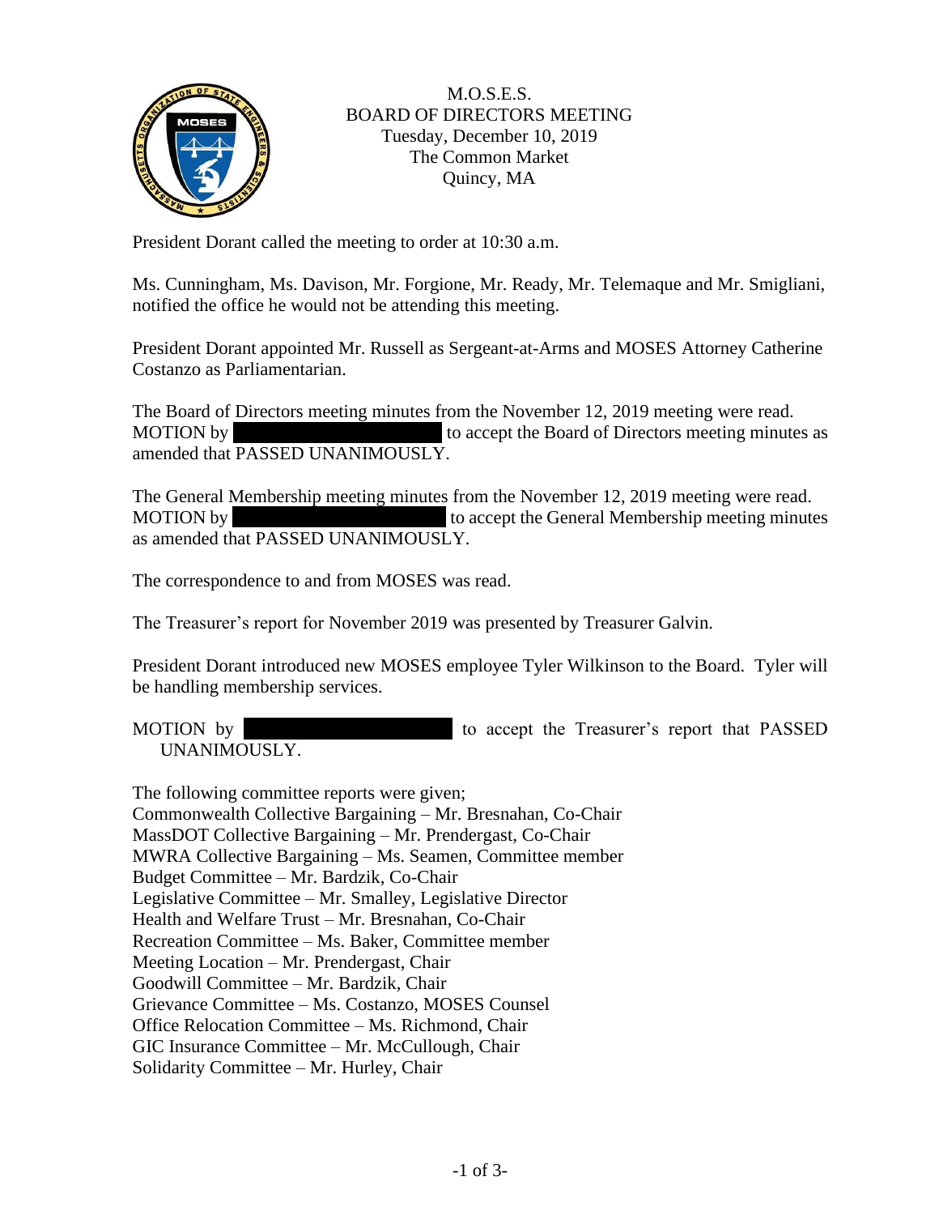M.O.S.E.S.
BOARD OF DIRECTORS MEETING
Tuesday, December 10, 2019
The Common Market
Quincy, MA

President Dorant called the meeting to order at 10:30 a.m.

Ms. Cunningham, Ms. Davison, Mr. Forgione, Mr. Ready, Mr. Telemaque and Mr. Smigliani, notified the office he would not be attending this meeting.

President Dorant appointed Mr. Russell as Sergeant-at-Arms and MOSES Attorney Catherine Costanzo as Parliamentarian.

The Board of Directors meeting minutes from the November 12, 2019 meeting were read. MOTION by [REDACTED] to accept the Board of Directors meeting minutes as amended that PASSED UNANIMOUSLY.

The General Membership meeting minutes from the November 12, 2019 meeting were read. MOTION by [REDACTED] to accept the General Membership meeting minutes as amended that PASSED UNANIMOUSLY.

The correspondence to and from MOSES was read.

The Treasurer's report for November 2019 was presented by Treasurer Galvin.

President Dorant introduced new MOSES employee Tyler Wilkinson to the Board. Tyler will be handling membership services.

MOTION by [REDACTED] to accept the Treasurer's report that PASSED UNANIMOUSLY.

The following committee reports were given;
Commonwealth Collective Bargaining – Mr. Bresnahan, Co-Chair
MassDOT Collective Bargaining – Mr. Prendergast, Co-Chair
MWRA Collective Bargaining – Ms. Seamen, Committee member
Budget Committee – Mr. Bardzik, Co-Chair
Legislative Committee – Mr. Smalley, Legislative Director
Health and Welfare Trust – Mr. Bresnahan, Co-Chair
Recreation Committee – Ms. Baker, Committee member
Meeting Location – Mr. Prendergast, Chair
Goodwill Committee – Mr. Bardzik, Chair
Grievance Committee – Ms. Costanzo, MOSES Counsel
Office Relocation Committee – Ms. Richmond, Chair
GIC Insurance Committee – Mr. McCullough, Chair
Solidarity Committee – Mr. Hurley, Chair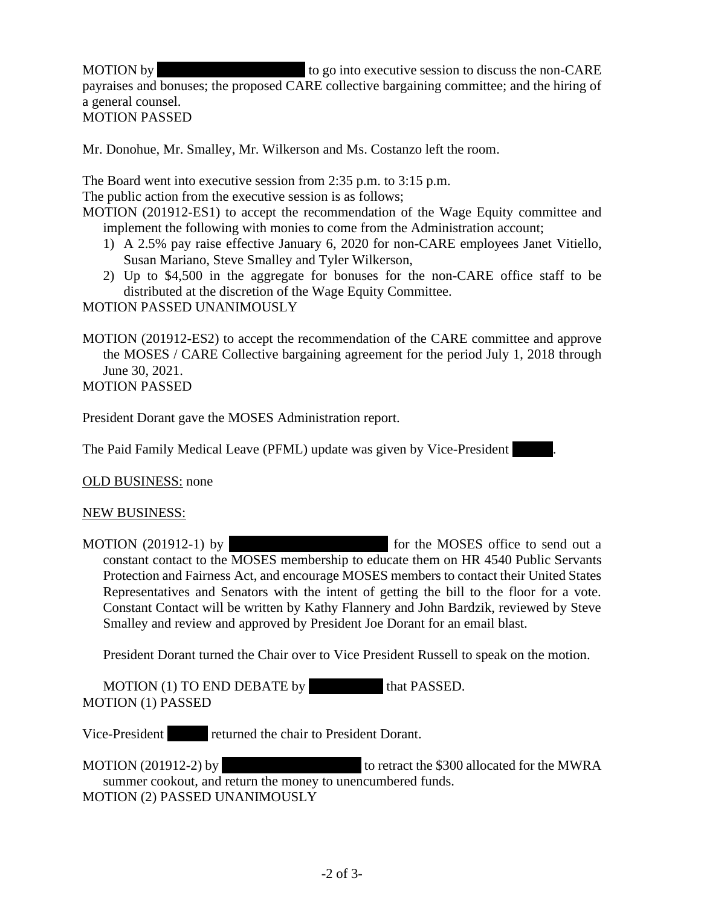MOTION by [REDACTED] to go into executive session to discuss the non-CARE payraises and bonuses; the proposed CARE collective bargaining committee; and the hiring of a general counsel.
MOTION PASSED

Mr. Donohue, Mr. Smalley, Mr. Wilkerson and Ms. Costanzo left the room.

The Board went into executive session from 2:35 p.m. to 3:15 p.m.
The public action from the executive session is as follows;

MOTION (201912-ES1) to accept the recommendation of the Wage Equity committee and implement the following with monies to come from the Administration account;

1) A 2.5% pay raise effective January 6, 2020 for non-CARE employees Janet Vitiello, Susan Mariano, Steve Smalley and Tyler Wilkerson,
2) Up to $4,500 in the aggregate for bonuses for the non-CARE office staff to be distributed at the discretion of the Wage Equity Committee.

MOTION PASSED UNANIMOUSLY

MOTION (201912-ES2) to accept the recommendation of the CARE committee and approve the MOSES / CARE Collective bargaining agreement for the period July 1, 2018 through June 30, 2021.
MOTION PASSED

President Dorant gave the MOSES Administration report.

The Paid Family Medical Leave (PFML) update was given by Vice-President [REDACTED].

OLD BUSINESS: none

NEW BUSINESS:

MOTION (201912-1) by [REDACTED] for the MOSES office to send out a constant contact to the MOSES membership to educate them on HR 4540 Public Servants Protection and Fairness Act, and encourage MOSES members to contact their United States Representatives and Senators with the intent of getting the bill to the floor for a vote. Constant Contact will be written by Kathy Flannery and John Bardzik, reviewed by Steve Smalley and review and approved by President Joe Dorant for an email blast.

President Dorant turned the Chair over to Vice President Russell to speak on the motion.

MOTION (1) TO END DEBATE by [REDACTED] that PASSED.
MOTION (1) PASSED

Vice-President [REDACTED] returned the chair to President Dorant.

MOTION (201912-2) by [REDACTED] to retract the $300 allocated for the MWRA summer cookout, and return the money to unencumbered funds.
MOTION (2) PASSED UNANIMOUSLY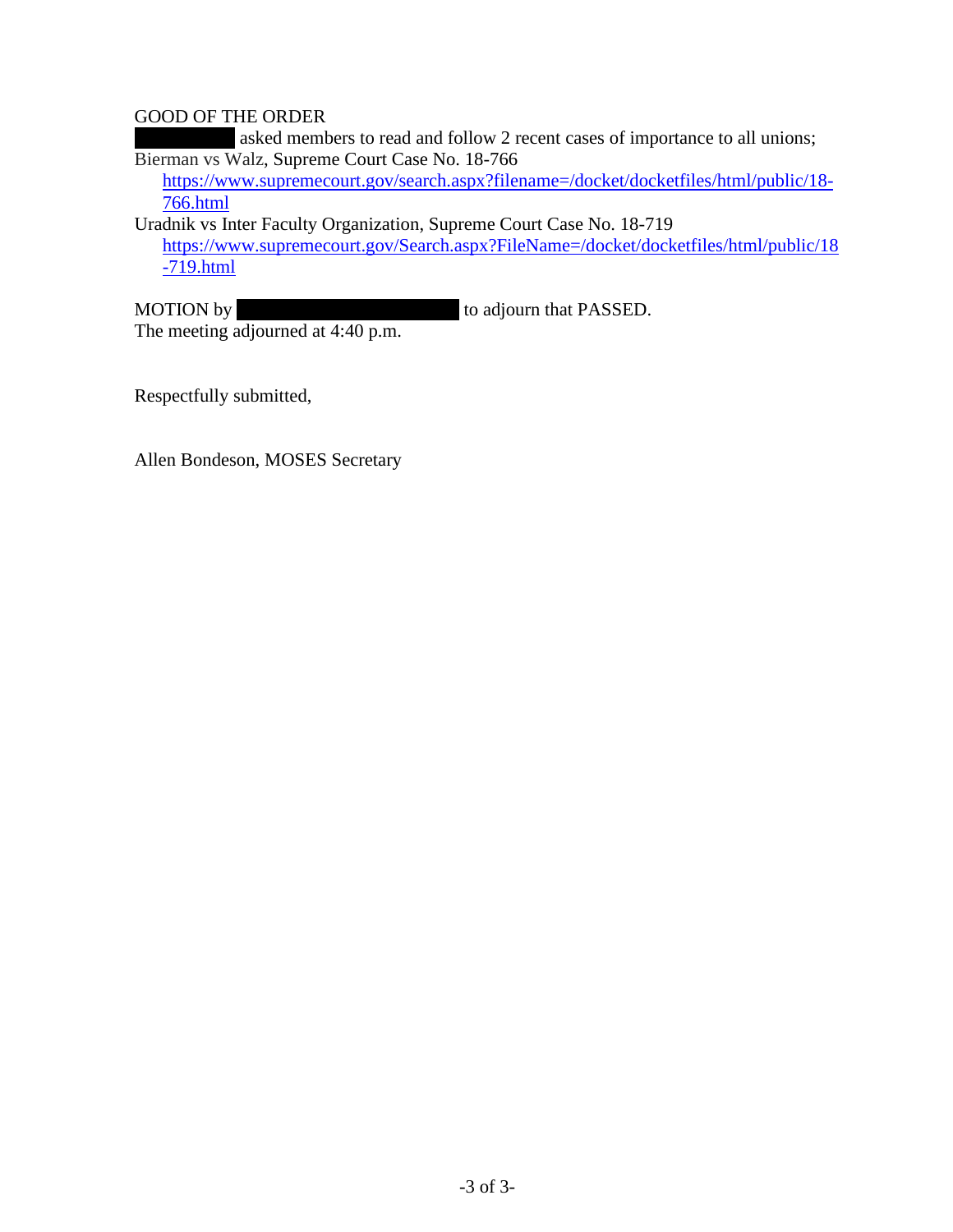GOOD OF THE ORDER

████████ asked members to read and follow 2 recent cases of importance to all unions;

Bierman vs Walz, Supreme Court Case No. 18-766
 https://www.supremecourt.gov/search.aspx?filename=/docket/docketfiles/html/public/18-766.html

Uradnik vs Inter Faculty Organization, Supreme Court Case No. 18-719
 https://www.supremecourt.gov/Search.aspx?FileName=/docket/docketfiles/html/public/18-719.html

MOTION by ████████████████ to adjourn that PASSED.

The meeting adjourned at 4:40 p.m.

Respectfully submitted,

Allen Bondeson, MOSES Secretary